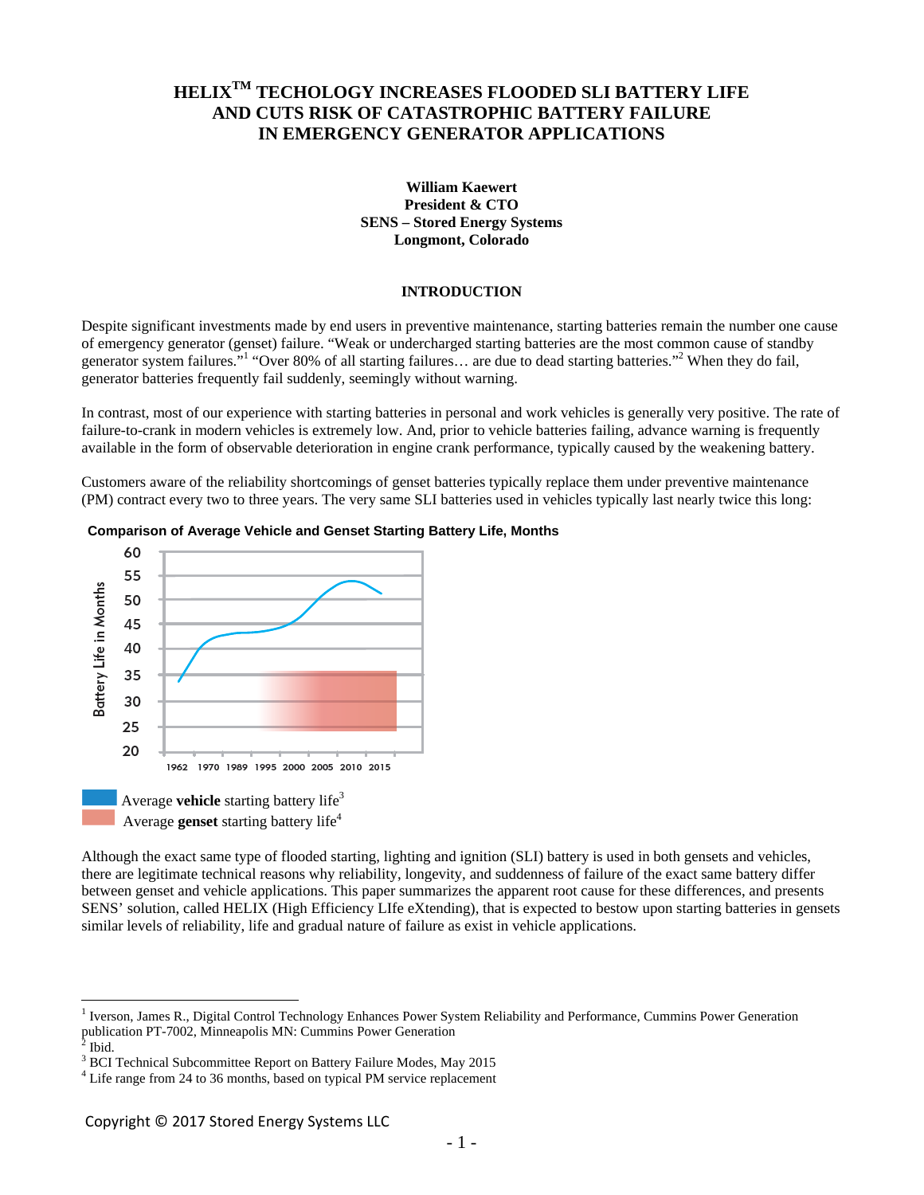# HELIX[TM] TECHOLOGY INCREASES FLOODED SLI BATTERY LIFE AND CUTS RISK OF CATASTROPHIC BATTERY FAILURE IN EMERGENCY GENERATOR APPLICATIONS

**William Kaewert**
**President & CTO**
**SENS – Stored Energy Systems**
**Longmont, Colorado**

## INTRODUCTION

Despite significant investments made by end users in preventive maintenance, starting batteries remain the number one cause of emergency generator (genset) failure. "Weak or undercharged starting batteries are the most common cause of standby generator system failures."[1] "Over 80% of all starting failures… are due to dead starting batteries."[2] When they do fail, generator batteries frequently fail suddenly, seemingly without warning.

In contrast, most of our experience with starting batteries in personal and work vehicles is generally very positive. The rate of failure-to-crank in modern vehicles is extremely low. And, prior to vehicle batteries failing, advance warning is frequently available in the form of observable deterioration in engine crank performance, typically caused by the weakening battery.

Customers aware of the reliability shortcomings of genset batteries typically replace them under preventive maintenance (PM) contract every two to three years. The very same SLI batteries used in vehicles typically last nearly twice this long:

**Comparison of Average Vehicle and Genset Starting Battery Life, Months**

Average **vehicle** starting battery life[3]
Average **genset** starting battery life[4]

Although the exact same type of flooded starting, lighting and ignition (SLI) battery is used in both gensets and vehicles, there are legitimate technical reasons why reliability, longevity, and suddenness of failure of the exact same battery differ between genset and vehicle applications. This paper summarizes the apparent root cause for these differences, and presents SENS' solution, called HELIX (High Efficiency LIfe eXtending), that is expected to bestow upon starting batteries in gensets similar levels of reliability, life and gradual nature of failure as exist in vehicle applications.

---

[1] Iverson, James R., Digital Control Technology Enhances Power System Reliability and Performance, Cummins Power Generation publication PT-7002, Minneapolis MN: Cummins Power Generation
[2] Ibid.
[3] BCI Technical Subcommittee Report on Battery Failure Modes, May 2015
[4] Life range from 24 to 36 months, based on typical PM service replacement

Copyright © 2017 Stored Energy Systems LLC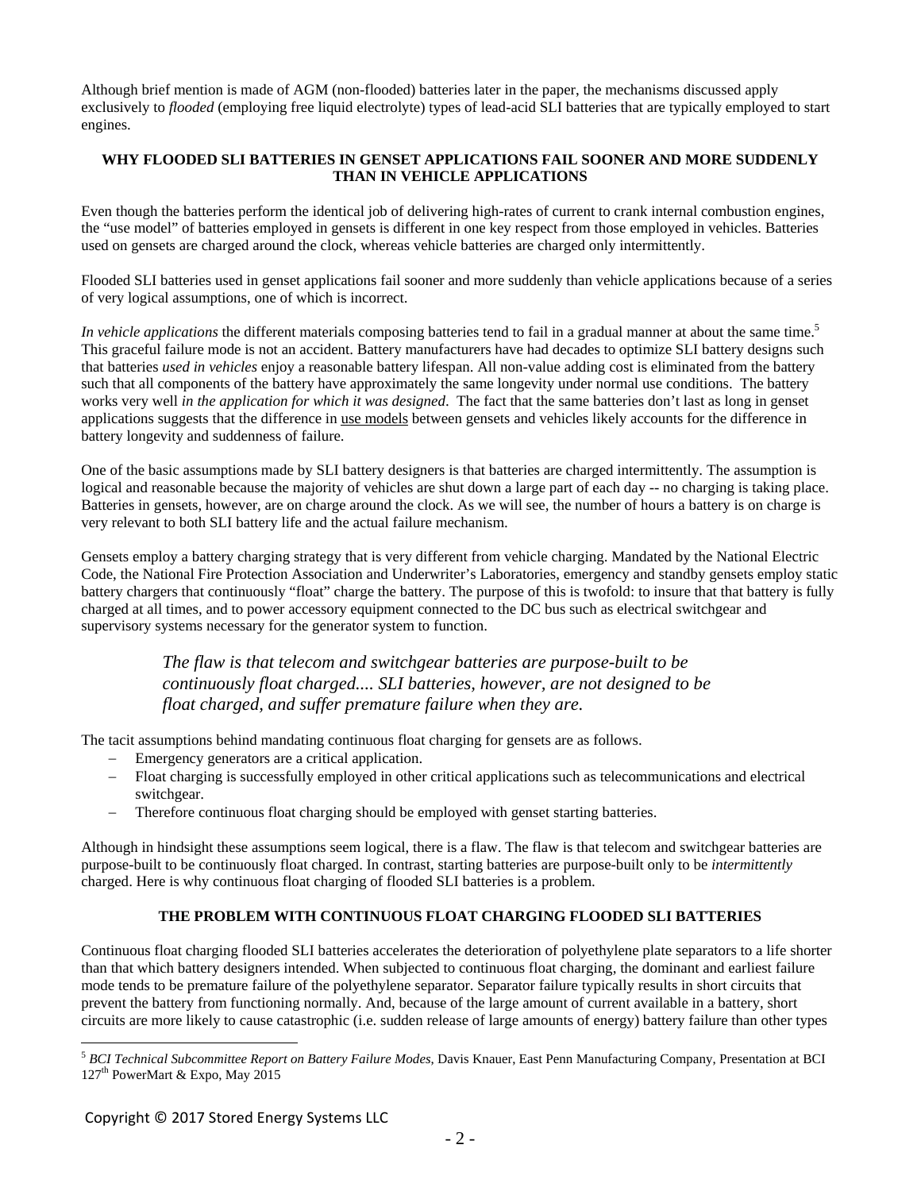Although brief mention is made of AGM (non-flooded) batteries later in the paper, the mechanisms discussed apply exclusively to *flooded* (employing free liquid electrolyte) types of lead-acid SLI batteries that are typically employed to start engines.

## WHY FLOODED SLI BATTERIES IN GENSET APPLICATIONS FAIL SOONER AND MORE SUDDENLY THAN IN VEHICLE APPLICATIONS

Even though the batteries perform the identical job of delivering high-rates of current to crank internal combustion engines, the "use model" of batteries employed in gensets is different in one key respect from those employed in vehicles. Batteries used on gensets are charged around the clock, whereas vehicle batteries are charged only intermittently.

Flooded SLI batteries used in genset applications fail sooner and more suddenly than vehicle applications because of a series of very logical assumptions, one of which is incorrect.

*In vehicle applications* the different materials composing batteries tend to fail in a gradual manner at about the same time.[5] This graceful failure mode is not an accident. Battery manufacturers have had decades to optimize SLI battery designs such that batteries *used in vehicles* enjoy a reasonable battery lifespan. All non-value adding cost is eliminated from the battery such that all components of the battery have approximately the same longevity under normal use conditions. The battery works very well *in the application for which it was designed*. The fact that the same batteries don't last as long in genset applications suggests that the difference in use models between gensets and vehicles likely accounts for the difference in battery longevity and suddenness of failure.

One of the basic assumptions made by SLI battery designers is that batteries are charged intermittently. The assumption is logical and reasonable because the majority of vehicles are shut down a large part of each day -- no charging is taking place. Batteries in gensets, however, are on charge around the clock. As we will see, the number of hours a battery is on charge is very relevant to both SLI battery life and the actual failure mechanism.

Gensets employ a battery charging strategy that is very different from vehicle charging. Mandated by the National Electric Code, the National Fire Protection Association and Underwriter's Laboratories, emergency and standby gensets employ static battery chargers that continuously "float" charge the battery. The purpose of this is twofold: to insure that that battery is fully charged at all times, and to power accessory equipment connected to the DC bus such as electrical switchgear and supervisory systems necessary for the generator system to function.

> *The flaw is that telecom and switchgear batteries are purpose-built to be continuously float charged.... SLI batteries, however, are not designed to be float charged, and suffer premature failure when they are.*

The tacit assumptions behind mandating continuous float charging for gensets are as follows.

- Emergency generators are a critical application.
- Float charging is successfully employed in other critical applications such as telecommunications and electrical switchgear.
- Therefore continuous float charging should be employed with genset starting batteries.

Although in hindsight these assumptions seem logical, there is a flaw. The flaw is that telecom and switchgear batteries are purpose-built to be continuously float charged. In contrast, starting batteries are purpose-built only to be *intermittently* charged. Here is why continuous float charging of flooded SLI batteries is a problem.

## THE PROBLEM WITH CONTINUOUS FLOAT CHARGING FLOODED SLI BATTERIES

Continuous float charging flooded SLI batteries accelerates the deterioration of polyethylene plate separators to a life shorter than that which battery designers intended. When subjected to continuous float charging, the dominant and earliest failure mode tends to be premature failure of the polyethylene separator. Separator failure typically results in short circuits that prevent the battery from functioning normally. And, because of the large amount of current available in a battery, short circuits are more likely to cause catastrophic (i.e. sudden release of large amounts of energy) battery failure than other types

---

[5] *BCI Technical Subcommittee Report on Battery Failure Modes*, Davis Knauer, East Penn Manufacturing Company, Presentation at BCI 127th PowerMart & Expo, May 2015

Copyright © 2017 Stored Energy Systems LLC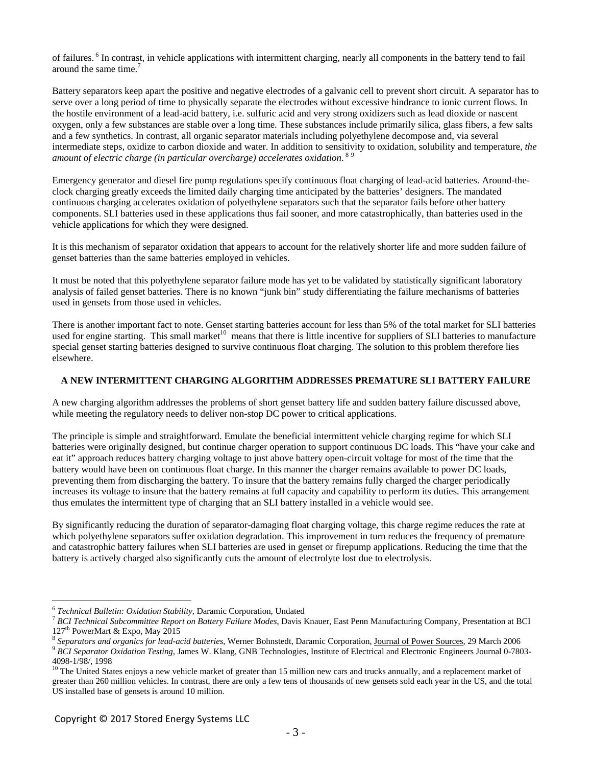of failures.[6] In contrast, in vehicle applications with intermittent charging, nearly all components in the battery tend to fail around the same time.[7]

Battery separators keep apart the positive and negative electrodes of a galvanic cell to prevent short circuit. A separator has to serve over a long period of time to physically separate the electrodes without excessive hindrance to ionic current flows. In the hostile environment of a lead-acid battery, i.e. sulfuric acid and very strong oxidizers such as lead dioxide or nascent oxygen, only a few substances are stable over a long time. These substances include primarily silica, glass fibers, a few salts and a few synthetics. In contrast, all organic separator materials including polyethylene decompose and, via several intermediate steps, oxidize to carbon dioxide and water. In addition to sensitivity to oxidation, solubility and temperature, *the amount of electric charge (in particular overcharge) accelerates oxidation*.[8][9]

Emergency generator and diesel fire pump regulations specify continuous float charging of lead-acid batteries. Around-the-clock charging greatly exceeds the limited daily charging time anticipated by the batteries' designers. The mandated continuous charging accelerates oxidation of polyethylene separators such that the separator fails before other battery components. SLI batteries used in these applications thus fail sooner, and more catastrophically, than batteries used in the vehicle applications for which they were designed.

It is this mechanism of separator oxidation that appears to account for the relatively shorter life and more sudden failure of genset batteries than the same batteries employed in vehicles.

It must be noted that this polyethylene separator failure mode has yet to be validated by statistically significant laboratory analysis of failed genset batteries. There is no known "junk bin" study differentiating the failure mechanisms of batteries used in gensets from those used in vehicles.

There is another important fact to note. Genset starting batteries account for less than 5% of the total market for SLI batteries used for engine starting. This small market[10] means that there is little incentive for suppliers of SLI batteries to manufacture special genset starting batteries designed to survive continuous float charging. The solution to this problem therefore lies elsewhere.

## A NEW INTERMITTENT CHARGING ALGORITHM ADDRESSES PREMATURE SLI BATTERY FAILURE

A new charging algorithm addresses the problems of short genset battery life and sudden battery failure discussed above, while meeting the regulatory needs to deliver non-stop DC power to critical applications.

The principle is simple and straightforward. Emulate the beneficial intermittent vehicle charging regime for which SLI batteries were originally designed, but continue charger operation to support continuous DC loads. This "have your cake and eat it" approach reduces battery charging voltage to just above battery open-circuit voltage for most of the time that the battery would have been on continuous float charge. In this manner the charger remains available to power DC loads, preventing them from discharging the battery. To insure that the battery remains fully charged the charger periodically increases its voltage to insure that the battery remains at full capacity and capability to perform its duties. This arrangement thus emulates the intermittent type of charging that an SLI battery installed in a vehicle would see.

By significantly reducing the duration of separator-damaging float charging voltage, this charge regime reduces the rate at which polyethylene separators suffer oxidation degradation. This improvement in turn reduces the frequency of premature and catastrophic battery failures when SLI batteries are used in genset or firepump applications. Reducing the time that the battery is actively charged also significantly cuts the amount of electrolyte lost due to electrolysis.

---

[6] *Technical Bulletin: Oxidation Stability*, Daramic Corporation, Undated

[7] *BCI Technical Subcommittee Report on Battery Failure Modes*, Davis Knauer, East Penn Manufacturing Company, Presentation at BCI 127th PowerMart & Expo, May 2015

[8] *Separators and organics for lead-acid batteries*, Werner Bohnstedt, Daramic Corporation, Journal of Power Sources, 29 March 2006

[9] *BCI Separator Oxidation Testing*, James W. Klang, GNB Technologies, Institute of Electrical and Electronic Engineers Journal 0-7803-4098-1/98/, 1998

[10] The United States enjoys a new vehicle market of greater than 15 million new cars and trucks annually, and a replacement market of greater than 260 million vehicles. In contrast, there are only a few tens of thousands of new gensets sold each year in the US, and the total US installed base of gensets is around 10 million.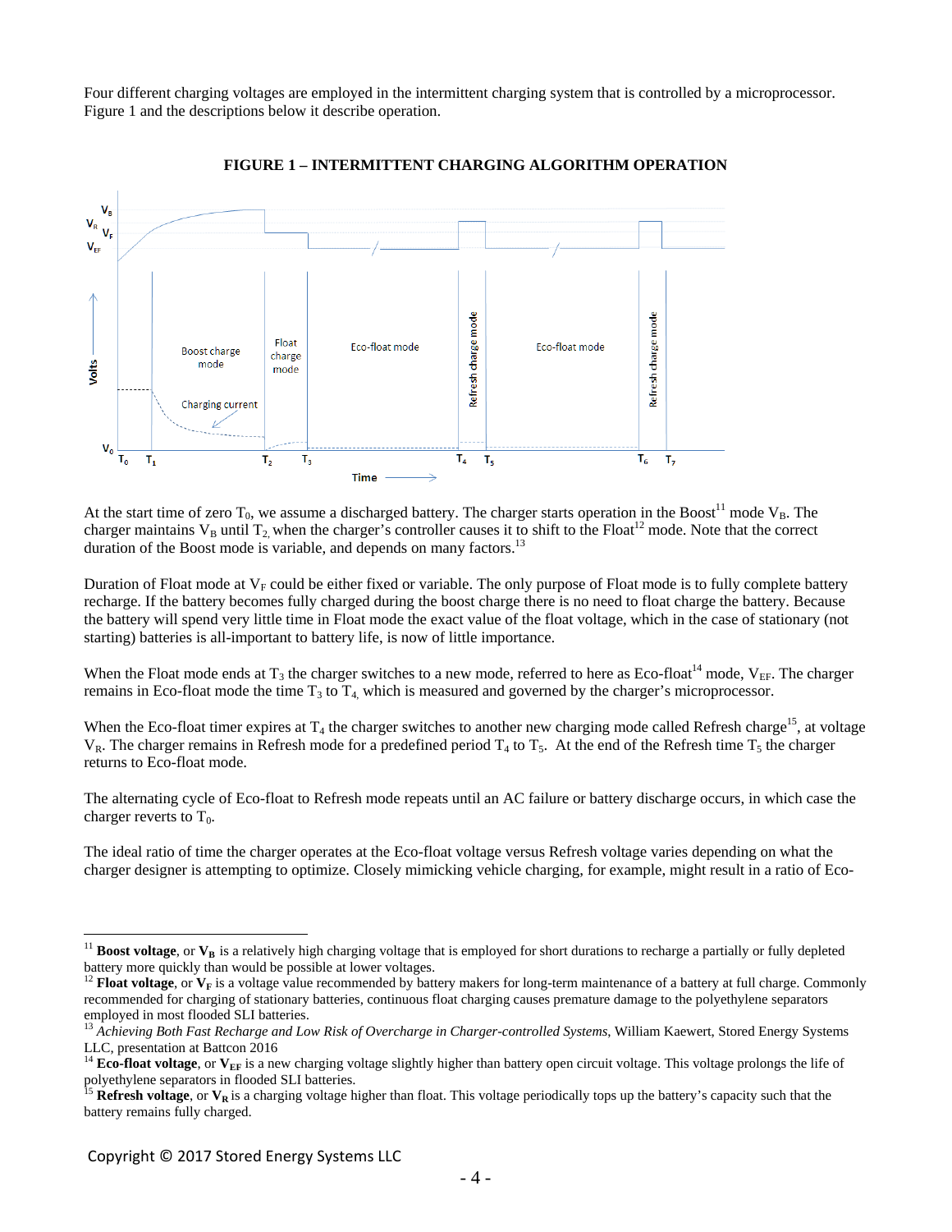Four different charging voltages are employed in the intermittent charging system that is controlled by a microprocessor. Figure 1 and the descriptions below it describe operation.

**FIGURE 1 – INTERMITTENT CHARGING ALGORITHM OPERATION**

At the start time of zero $T_0$, we assume a discharged battery. The charger starts operation in the Boost[11] mode $V_B$. The charger maintains $V_B$ until $T_2$, when the charger's controller causes it to shift to the Float[12] mode. Note that the correct duration of the Boost mode is variable, and depends on many factors.[13]

Duration of Float mode at $V_F$ could be either fixed or variable. The only purpose of Float mode is to fully complete battery recharge. If the battery becomes fully charged during the boost charge there is no need to float charge the battery. Because the battery will spend very little time in Float mode the exact value of the float voltage, which in the case of stationary (not starting) batteries is all-important to battery life, is now of little importance.

When the Float mode ends at $T_3$ the charger switches to a new mode, referred to here as Eco-float[14] mode, $V_{EF}$. The charger remains in Eco-float mode the time $T_3$ to $T_4$, which is measured and governed by the charger's microprocessor.

When the Eco-float timer expires at $T_4$ the charger switches to another new charging mode called Refresh charge[15], at voltage $V_R$. The charger remains in Refresh mode for a predefined period $T_4$ to $T_5$. At the end of the Refresh time $T_5$ the charger returns to Eco-float mode.

The alternating cycle of Eco-float to Refresh mode repeats until an AC failure or battery discharge occurs, in which case the charger reverts to $T_0$.

The ideal ratio of time the charger operates at the Eco-float voltage versus Refresh voltage varies depending on what the charger designer is attempting to optimize. Closely mimicking vehicle charging, for example, might result in a ratio of Eco-

[11] **Boost voltage**, or $V_B$ is a relatively high charging voltage that is employed for short durations to recharge a partially or fully depleted battery more quickly than would be possible at lower voltages.

[12] **Float voltage**, or $V_F$ is a voltage value recommended by battery makers for long-term maintenance of a battery at full charge. Commonly recommended for charging of stationary batteries, continuous float charging causes premature damage to the polyethylene separators employed in most flooded SLI batteries.

[13] *Achieving Both Fast Recharge and Low Risk of Overcharge in Charger-controlled Systems*, William Kaewert, Stored Energy Systems LLC, presentation at Battcon 2016

[14] **Eco-float voltage**, or $V_{EF}$ is a new charging voltage slightly higher than battery open circuit voltage. This voltage prolongs the life of polyethylene separators in flooded SLI batteries.

[15] **Refresh voltage**, or $V_R$ is a charging voltage higher than float. This voltage periodically tops up the battery's capacity such that the battery remains fully charged.

Copyright © 2017 Stored Energy Systems LLC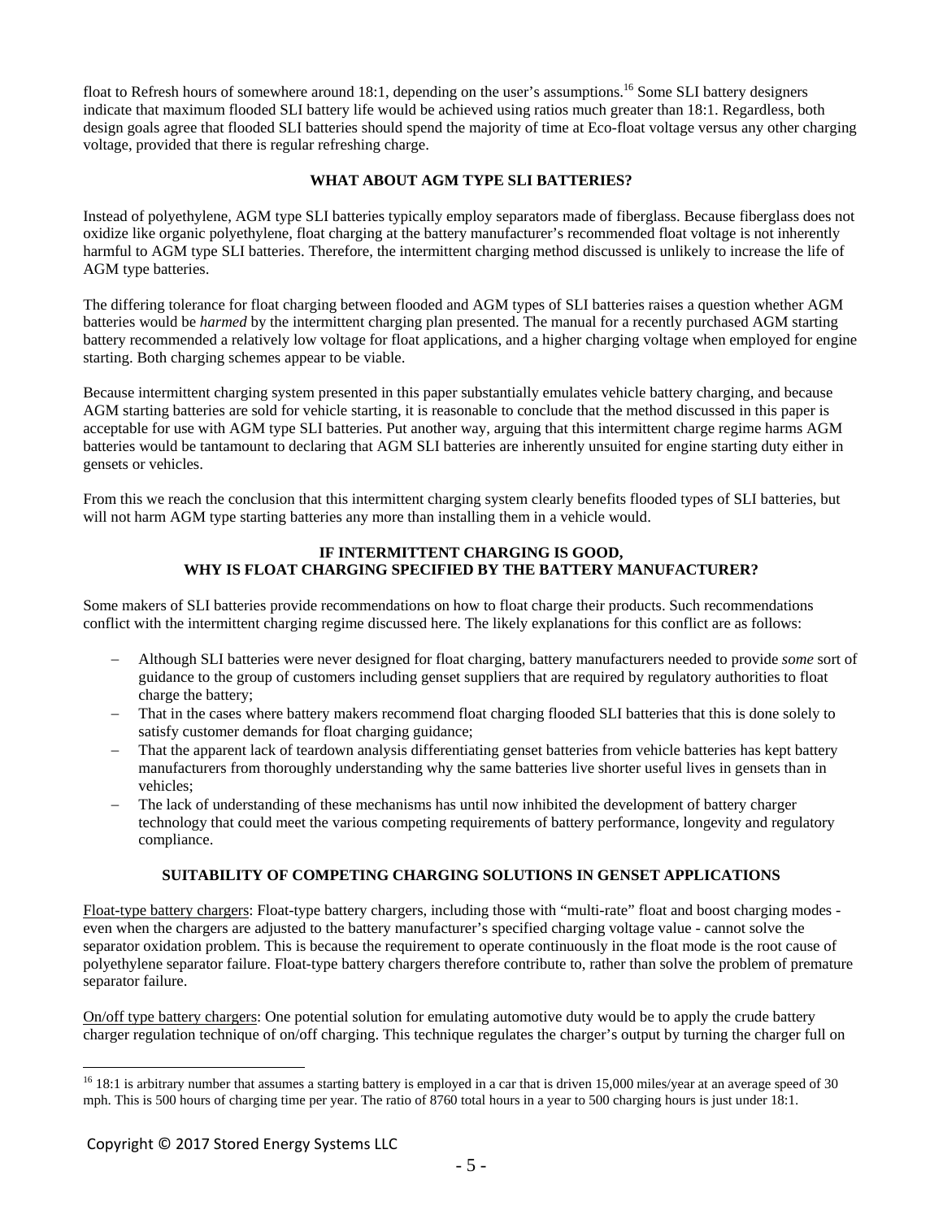float to Refresh hours of somewhere around 18:1, depending on the user's assumptions.[16] Some SLI battery designers indicate that maximum flooded SLI battery life would be achieved using ratios much greater than 18:1. Regardless, both design goals agree that flooded SLI batteries should spend the majority of time at Eco-float voltage versus any other charging voltage, provided that there is regular refreshing charge.

## WHAT ABOUT AGM TYPE SLI BATTERIES?

Instead of polyethylene, AGM type SLI batteries typically employ separators made of fiberglass. Because fiberglass does not oxidize like organic polyethylene, float charging at the battery manufacturer's recommended float voltage is not inherently harmful to AGM type SLI batteries. Therefore, the intermittent charging method discussed is unlikely to increase the life of AGM type batteries.

The differing tolerance for float charging between flooded and AGM types of SLI batteries raises a question whether AGM batteries would be *harmed* by the intermittent charging plan presented. The manual for a recently purchased AGM starting battery recommended a relatively low voltage for float applications, and a higher charging voltage when employed for engine starting. Both charging schemes appear to be viable.

Because intermittent charging system presented in this paper substantially emulates vehicle battery charging, and because AGM starting batteries are sold for vehicle starting, it is reasonable to conclude that the method discussed in this paper is acceptable for use with AGM type SLI batteries. Put another way, arguing that this intermittent charge regime harms AGM batteries would be tantamount to declaring that AGM SLI batteries are inherently unsuited for engine starting duty either in gensets or vehicles.

From this we reach the conclusion that this intermittent charging system clearly benefits flooded types of SLI batteries, but will not harm AGM type starting batteries any more than installing them in a vehicle would.

## IF INTERMITTENT CHARGING IS GOOD, WHY IS FLOAT CHARGING SPECIFIED BY THE BATTERY MANUFACTURER?

Some makers of SLI batteries provide recommendations on how to float charge their products. Such recommendations conflict with the intermittent charging regime discussed here. The likely explanations for this conflict are as follows:

- Although SLI batteries were never designed for float charging, battery manufacturers needed to provide *some* sort of guidance to the group of customers including genset suppliers that are required by regulatory authorities to float charge the battery;
- That in the cases where battery makers recommend float charging flooded SLI batteries that this is done solely to satisfy customer demands for float charging guidance;
- That the apparent lack of teardown analysis differentiating genset batteries from vehicle batteries has kept battery manufacturers from thoroughly understanding why the same batteries live shorter useful lives in gensets than in vehicles;
- The lack of understanding of these mechanisms has until now inhibited the development of battery charger technology that could meet the various competing requirements of battery performance, longevity and regulatory compliance.

## SUITABILITY OF COMPETING CHARGING SOLUTIONS IN GENSET APPLICATIONS

<u>Float-type battery chargers</u>: Float-type battery chargers, including those with "multi-rate" float and boost charging modes - even when the chargers are adjusted to the battery manufacturer's specified charging voltage value - cannot solve the separator oxidation problem. This is because the requirement to operate continuously in the float mode is the root cause of polyethylene separator failure. Float-type battery chargers therefore contribute to, rather than solve the problem of premature separator failure.

<u>On/off type battery chargers</u>: One potential solution for emulating automotive duty would be to apply the crude battery charger regulation technique of on/off charging. This technique regulates the charger's output by turning the charger full on

---

[16] 18:1 is arbitrary number that assumes a starting battery is employed in a car that is driven 15,000 miles/year at an average speed of 30 mph. This is 500 hours of charging time per year. The ratio of 8760 total hours in a year to 500 charging hours is just under 18:1.

Copyright © 2017 Stored Energy Systems LLC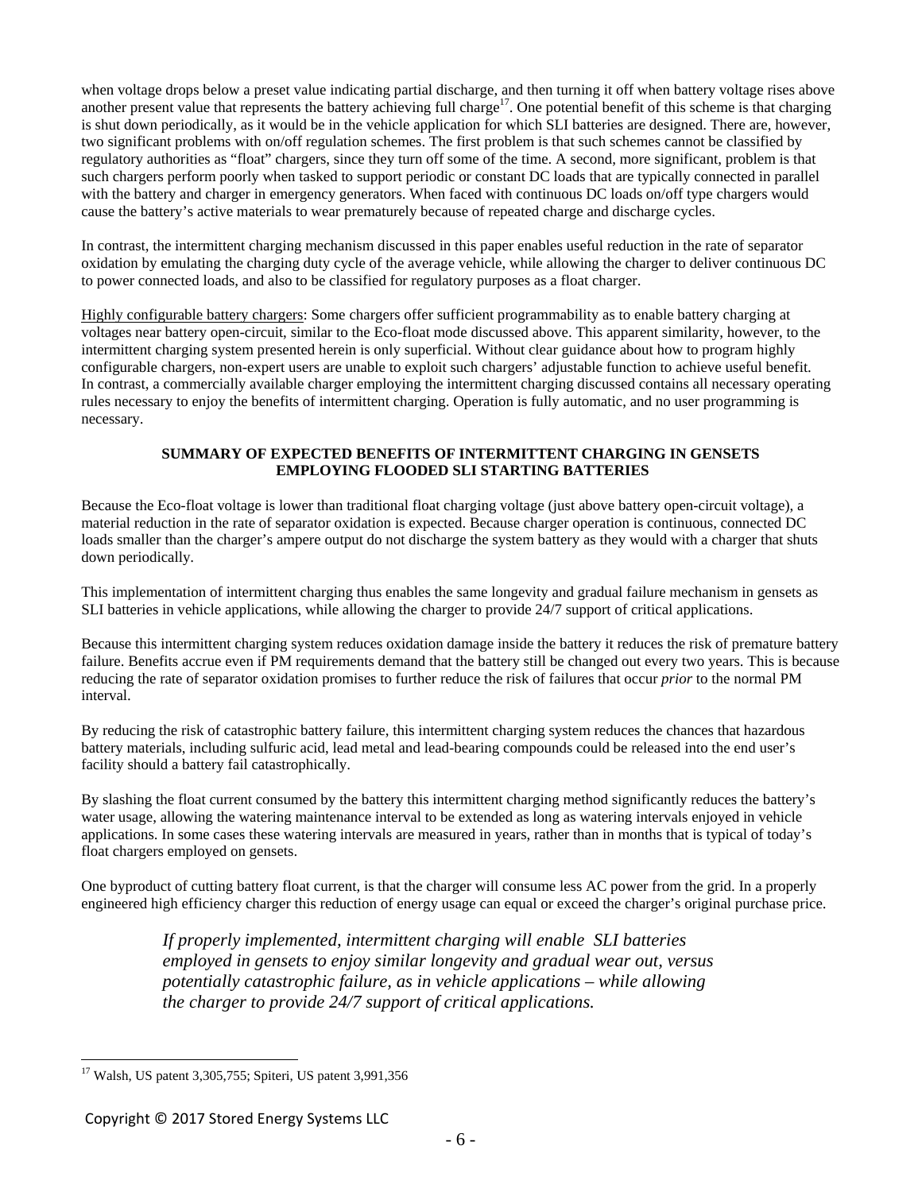when voltage drops below a preset value indicating partial discharge, and then turning it off when battery voltage rises above another present value that represents the battery achieving full charge[17]. One potential benefit of this scheme is that charging is shut down periodically, as it would be in the vehicle application for which SLI batteries are designed. There are, however, two significant problems with on/off regulation schemes. The first problem is that such schemes cannot be classified by regulatory authorities as "float" chargers, since they turn off some of the time. A second, more significant, problem is that such chargers perform poorly when tasked to support periodic or constant DC loads that are typically connected in parallel with the battery and charger in emergency generators. When faced with continuous DC loads on/off type chargers would cause the battery's active materials to wear prematurely because of repeated charge and discharge cycles.

In contrast, the intermittent charging mechanism discussed in this paper enables useful reduction in the rate of separator oxidation by emulating the charging duty cycle of the average vehicle, while allowing the charger to deliver continuous DC to power connected loads, and also to be classified for regulatory purposes as a float charger.

Highly configurable battery chargers: Some chargers offer sufficient programmability as to enable battery charging at voltages near battery open-circuit, similar to the Eco-float mode discussed above. This apparent similarity, however, to the intermittent charging system presented herein is only superficial. Without clear guidance about how to program highly configurable chargers, non-expert users are unable to exploit such chargers' adjustable function to achieve useful benefit. In contrast, a commercially available charger employing the intermittent charging discussed contains all necessary operating rules necessary to enjoy the benefits of intermittent charging. Operation is fully automatic, and no user programming is necessary.

## SUMMARY OF EXPECTED BENEFITS OF INTERMITTENT CHARGING IN GENSETS EMPLOYING FLOODED SLI STARTING BATTERIES

Because the Eco-float voltage is lower than traditional float charging voltage (just above battery open-circuit voltage), a material reduction in the rate of separator oxidation is expected. Because charger operation is continuous, connected DC loads smaller than the charger's ampere output do not discharge the system battery as they would with a charger that shuts down periodically.

This implementation of intermittent charging thus enables the same longevity and gradual failure mechanism in gensets as SLI batteries in vehicle applications, while allowing the charger to provide 24/7 support of critical applications.

Because this intermittent charging system reduces oxidation damage inside the battery it reduces the risk of premature battery failure. Benefits accrue even if PM requirements demand that the battery still be changed out every two years. This is because reducing the rate of separator oxidation promises to further reduce the risk of failures that occur *prior* to the normal PM interval.

By reducing the risk of catastrophic battery failure, this intermittent charging system reduces the chances that hazardous battery materials, including sulfuric acid, lead metal and lead-bearing compounds could be released into the end user's facility should a battery fail catastrophically.

By slashing the float current consumed by the battery this intermittent charging method significantly reduces the battery's water usage, allowing the watering maintenance interval to be extended as long as watering intervals enjoyed in vehicle applications. In some cases these watering intervals are measured in years, rather than in months that is typical of today's float chargers employed on gensets.

One byproduct of cutting battery float current, is that the charger will consume less AC power from the grid. In a properly engineered high efficiency charger this reduction of energy usage can equal or exceed the charger's original purchase price.

> *If properly implemented, intermittent charging will enable SLI batteries employed in gensets to enjoy similar longevity and gradual wear out, versus potentially catastrophic failure, as in vehicle applications – while allowing the charger to provide 24/7 support of critical applications.*

[17] Walsh, US patent 3,305,755; Spiteri, US patent 3,991,356

Copyright © 2017 Stored Energy Systems LLC